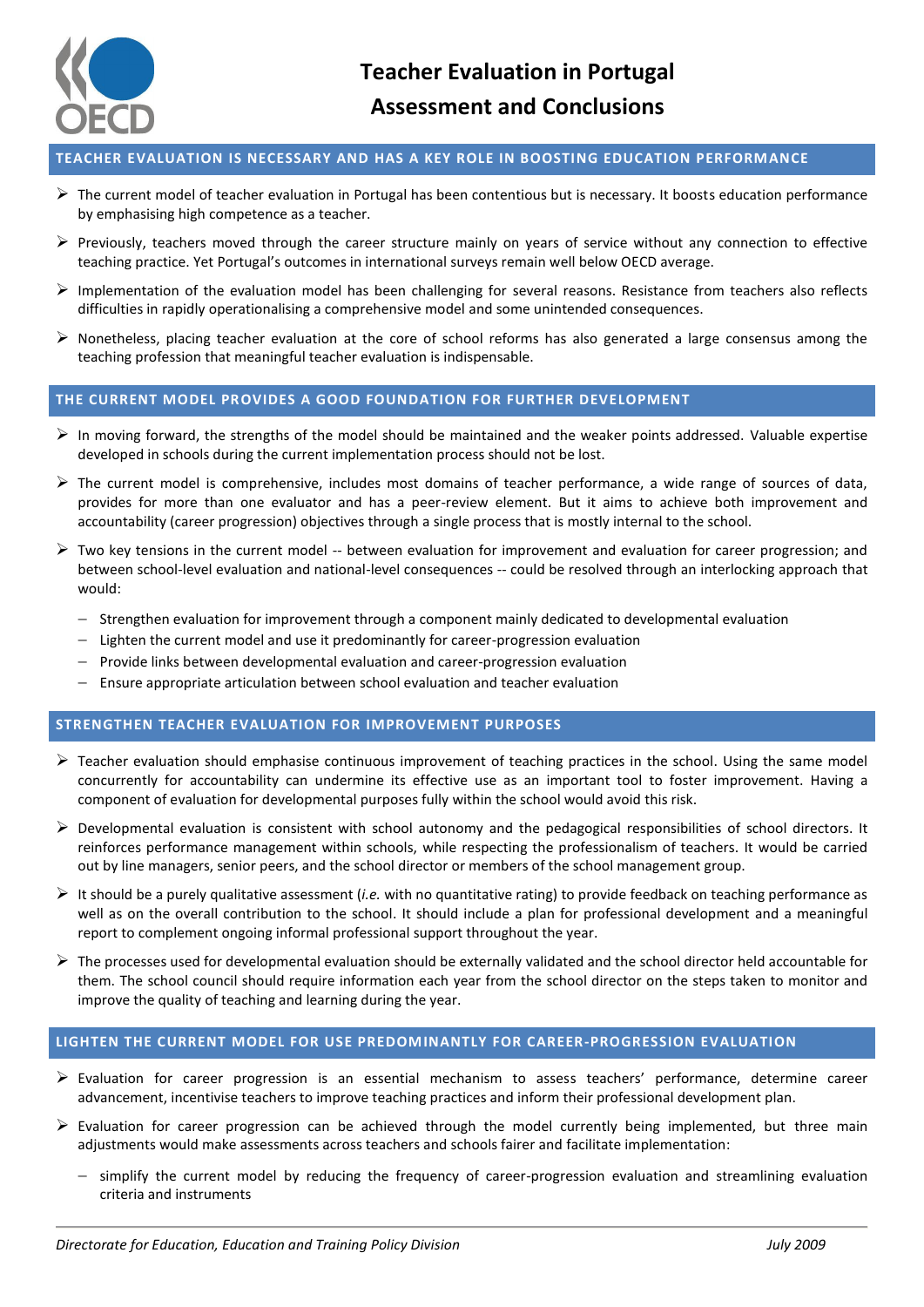# Teacher Evaluation in Portugal
## Assessment and Conclusions

### TEACHER EVALUATION IS NECESSARY AND HAS A KEY ROLE IN BOOSTING EDUCATION PERFORMANCE

- The current model of teacher evaluation in Portugal has been contentious but is necessary. It boosts education performance by emphasising high competence as a teacher.
- Previously, teachers moved through the career structure mainly on years of service without any connection to effective teaching practice. Yet Portugal's outcomes in international surveys remain well below OECD average.
- Implementation of the evaluation model has been challenging for several reasons. Resistance from teachers also reflects difficulties in rapidly operationalising a comprehensive model and some unintended consequences.
- Nonetheless, placing teacher evaluation at the core of school reforms has also generated a large consensus among the teaching profession that meaningful teacher evaluation is indispensable.

### THE CURRENT MODEL PROVIDES A GOOD FOUNDATION FOR FURTHER DEVELOPMENT

- In moving forward, the strengths of the model should be maintained and the weaker points addressed. Valuable expertise developed in schools during the current implementation process should not be lost.
- The current model is comprehensive, includes most domains of teacher performance, a wide range of sources of data, provides for more than one evaluator and has a peer-review element. But it aims to achieve both improvement and accountability (career progression) objectives through a single process that is mostly internal to the school.
- Two key tensions in the current model -- between evaluation for improvement and evaluation for career progression; and between school-level evaluation and national-level consequences -- could be resolved through an interlocking approach that would:
  - Strengthen evaluation for improvement through a component mainly dedicated to developmental evaluation
  - Lighten the current model and use it predominantly for career-progression evaluation
  - Provide links between developmental evaluation and career-progression evaluation
  - Ensure appropriate articulation between school evaluation and teacher evaluation

### STRENGTHEN TEACHER EVALUATION FOR IMPROVEMENT PURPOSES

- Teacher evaluation should emphasise continuous improvement of teaching practices in the school. Using the same model concurrently for accountability can undermine its effective use as an important tool to foster improvement. Having a component of evaluation for developmental purposes fully within the school would avoid this risk.
- Developmental evaluation is consistent with school autonomy and the pedagogical responsibilities of school directors. It reinforces performance management within schools, while respecting the professionalism of teachers. It would be carried out by line managers, senior peers, and the school director or members of the school management group.
- It should be a purely qualitative assessment (*i.e.* with no quantitative rating) to provide feedback on teaching performance as well as on the overall contribution to the school. It should include a plan for professional development and a meaningful report to complement ongoing informal professional support throughout the year.
- The processes used for developmental evaluation should be externally validated and the school director held accountable for them. The school council should require information each year from the school director on the steps taken to monitor and improve the quality of teaching and learning during the year.

### LIGHTEN THE CURRENT MODEL FOR USE PREDOMINANTLY FOR CAREER-PROGRESSION EVALUATION

- Evaluation for career progression is an essential mechanism to assess teachers' performance, determine career advancement, incentivise teachers to improve teaching practices and inform their professional development plan.
- Evaluation for career progression can be achieved through the model currently being implemented, but three main adjustments would make assessments across teachers and schools fairer and facilitate implementation:
  - simplify the current model by reducing the frequency of career-progression evaluation and streamlining evaluation criteria and instruments

*Directorate for Education, Education and Training Policy Division* *July 2009*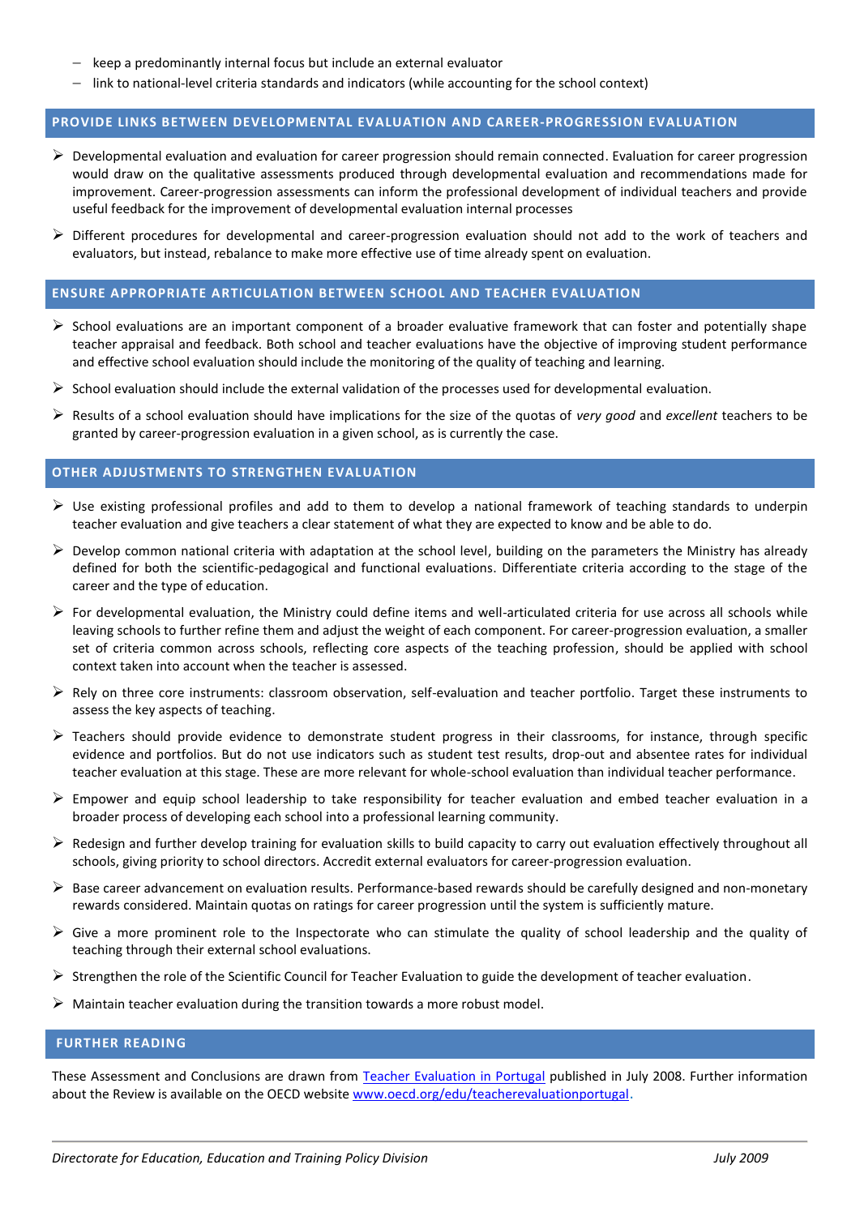- keep a predominantly internal focus but include an external evaluator
- link to national-level criteria standards and indicators (while accounting for the school context)

## PROVIDE LINKS BETWEEN DEVELOPMENTAL EVALUATION AND CAREER-PROGRESSION EVALUATION

- Developmental evaluation and evaluation for career progression should remain connected. Evaluation for career progression would draw on the qualitative assessments produced through developmental evaluation and recommendations made for improvement. Career-progression assessments can inform the professional development of individual teachers and provide useful feedback for the improvement of developmental evaluation internal processes
- Different procedures for developmental and career-progression evaluation should not add to the work of teachers and evaluators, but instead, rebalance to make more effective use of time already spent on evaluation.

## ENSURE APPROPRIATE ARTICULATION BETWEEN SCHOOL AND TEACHER EVALUATION

- School evaluations are an important component of a broader evaluative framework that can foster and potentially shape teacher appraisal and feedback. Both school and teacher evaluations have the objective of improving student performance and effective school evaluation should include the monitoring of the quality of teaching and learning.
- School evaluation should include the external validation of the processes used for developmental evaluation.
- Results of a school evaluation should have implications for the size of the quotas of *very good* and *excellent* teachers to be granted by career-progression evaluation in a given school, as is currently the case.

## OTHER ADJUSTMENTS TO STRENGTHEN EVALUATION

- Use existing professional profiles and add to them to develop a national framework of teaching standards to underpin teacher evaluation and give teachers a clear statement of what they are expected to know and be able to do.
- Develop common national criteria with adaptation at the school level, building on the parameters the Ministry has already defined for both the scientific-pedagogical and functional evaluations. Differentiate criteria according to the stage of the career and the type of education.
- For developmental evaluation, the Ministry could define items and well-articulated criteria for use across all schools while leaving schools to further refine them and adjust the weight of each component. For career-progression evaluation, a smaller set of criteria common across schools, reflecting core aspects of the teaching profession, should be applied with school context taken into account when the teacher is assessed.
- Rely on three core instruments: classroom observation, self-evaluation and teacher portfolio. Target these instruments to assess the key aspects of teaching.
- Teachers should provide evidence to demonstrate student progress in their classrooms, for instance, through specific evidence and portfolios. But do not use indicators such as student test results, drop-out and absentee rates for individual teacher evaluation at this stage. These are more relevant for whole-school evaluation than individual teacher performance.
- Empower and equip school leadership to take responsibility for teacher evaluation and embed teacher evaluation in a broader process of developing each school into a professional learning community.
- Redesign and further develop training for evaluation skills to build capacity to carry out evaluation effectively throughout all schools, giving priority to school directors. Accredit external evaluators for career-progression evaluation.
- Base career advancement on evaluation results. Performance-based rewards should be carefully designed and non-monetary rewards considered. Maintain quotas on ratings for career progression until the system is sufficiently mature.
- Give a more prominent role to the Inspectorate who can stimulate the quality of school leadership and the quality of teaching through their external school evaluations.
- Strengthen the role of the Scientific Council for Teacher Evaluation to guide the development of teacher evaluation.
- Maintain teacher evaluation during the transition towards a more robust model.

## FURTHER READING

These Assessment and Conclusions are drawn from [Teacher Evaluation in Portugal](#) published in July 2008. Further information about the Review is available on the OECD website [www.oecd.org/edu/teacherevaluationportugal](http://www.oecd.org/edu/teacherevaluationportugal).

*Directorate for Education, Education and Training Policy Division* *July 2009*